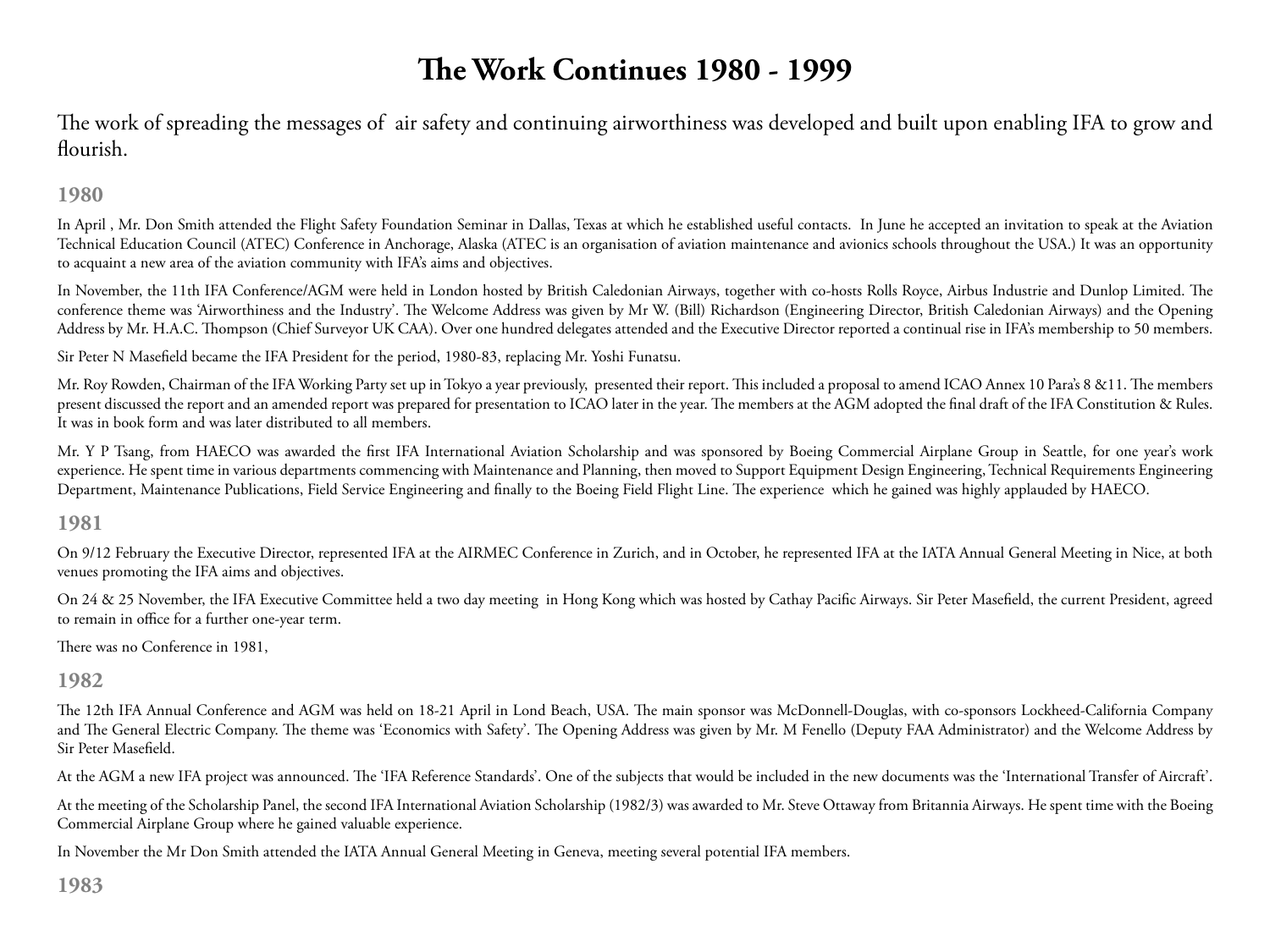# The Work Continues 1980 - 1999

The work of spreading the messages of air safety and continuing airworthiness was developed and built upon enabling IFA to grow and flourish.

## 1980

In April , Mr. Don Smith attended the Flight Safety Foundation Seminar in Dallas, Texas at which he established useful contacts. In June he accepted an invitation to speak at the Aviation Technical Education Council (ATEC) Conference in Anchorage, Alaska (ATEC is an organisation of aviation maintenance and avionics schools throughout the USA.) It was an opportunity to acquaint a new area of the aviation community with IFA's aims and objectives.

In November, the 11th IFA Conference/AGM were held in London hosted by British Caledonian Airways, together with co-hosts Rolls Royce, Airbus Industrie and Dunlop Limited. The conference theme was 'Airworthiness and the Industry'. The Welcome Address was given by Mr W. (Bill) Richardson (Engineering Director, British Caledonian Airways) and the Opening Address by Mr. H.A.C. Thompson (Chief Surveyor UK CAA). Over one hundred delegates attended and the Executive Director reported a continual rise in IFA's membership to 50 members.

Sir Peter N Masefield became the IFA President for the period, 1980-83, replacing Mr. Yoshi Funatsu.

Mr. Roy Rowden, Chairman of the IFA Working Party set up in Tokyo a year previously, presented their report. This included a proposal to amend ICAO Annex 10 Para's 8 &11. The members present discussed the report and an amended report was prepared for presentation to ICAO later in the year. The members at the AGM adopted the final draft of the IFA Constitution & Rules. It was in book form and was later distributed to all members.

Mr. Y P Tsang, from HAECO was awarded the first IFA International Aviation Scholarship and was sponsored by Boeing Commercial Airplane Group in Seattle, for one year's work experience. He spent time in various departments commencing with Maintenance and Planning, then moved to Support Equipment Design Engineering, Technical Requirements Engineering Department, Maintenance Publications, Field Service Engineering and finally to the Boeing Field Flight Line. The experience which he gained was highly applauded by HAECO.

## 1981

On 9/12 February the Executive Director, represented IFA at the AIRMEC Conference in Zurich, and in October, he represented IFA at the IATA Annual General Meeting in Nice, at both venues promoting the IFA aims and objectives.

On 24 & 25 November, the IFA Executive Committee held a two day meeting in Hong Kong which was hosted by Cathay Pacific Airways. Sir Peter Masefield, the current President, agreed to remain in office for a further one-year term.

There was no Conference in 1981,

## 1982

The 12th IFA Annual Conference and AGM was held on 18-21 April in Lond Beach, USA. The main sponsor was McDonnell-Douglas, with co-sponsors Lockheed-California Company and The General Electric Company. The theme was 'Economics with Safety'. The Opening Address was given by Mr. M Fenello (Deputy FAA Administrator) and the Welcome Address by Sir Peter Masefield.

At the AGM a new IFA project was announced. The 'IFA Reference Standards'. One of the subjects that would be included in the new documents was the 'International Transfer of Aircraft'.

At the meeting of the Scholarship Panel, the second IFA International Aviation Scholarship (1982/3) was awarded to Mr. Steve Ottaway from Britannia Airways. He spent time with the Boeing Commercial Airplane Group where he gained valuable experience.

In November the Mr Don Smith attended the IATA Annual General Meeting in Geneva, meeting several potential IFA members.

## 1983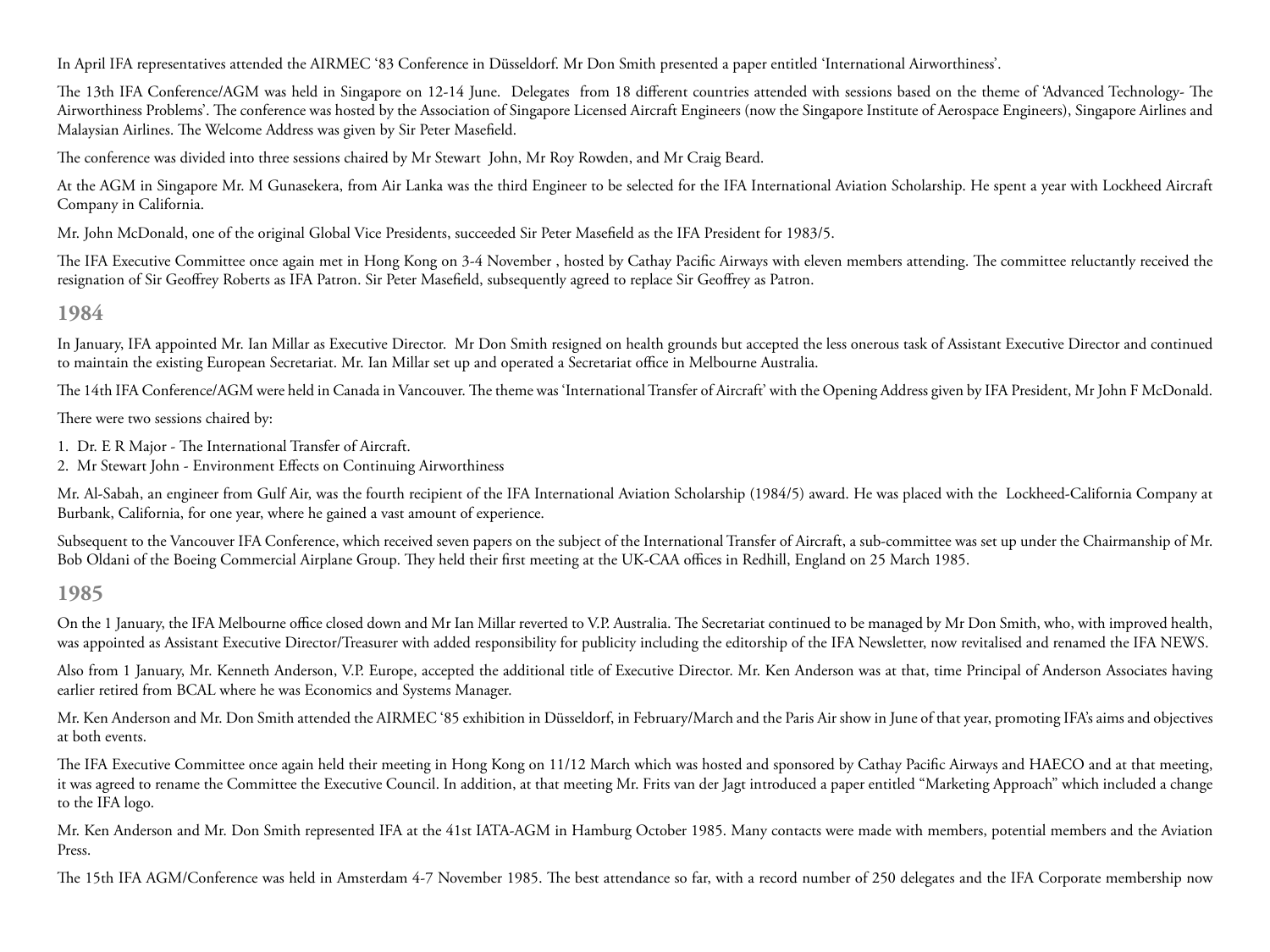In April IFA representatives attended the AIRMEC '83 Conference in Düsseldorf. Mr Don Smith presented a paper entitled 'International Airworthiness'.

The 13th IFA Conference/AGM was held in Singapore on 12-14 June. Delegates from 18 different countries attended with sessions based on the theme of 'Advanced Technology- The Airworthiness Problems'. The conference was hosted by the Association of Singapore Licensed Aircraft Engineers (now the Singapore Institute of Aerospace Engineers), Singapore Airlines and Malaysian Airlines. The Welcome Address was given by Sir Peter Masefield.

The conference was divided into three sessions chaired by Mr Stewart John, Mr Roy Rowden, and Mr Craig Beard.

At the AGM in Singapore Mr. M Gunasekera, from Air Lanka was the third Engineer to be selected for the IFA International Aviation Scholarship. He spent a year with Lockheed Aircraft Company in California.

Mr. John McDonald, one of the original Global Vice Presidents, succeeded Sir Peter Masefield as the IFA President for 1983/5.

The IFA Executive Committee once again met in Hong Kong on 3-4 November , hosted by Cathay Pacific Airways with eleven members attending. The committee reluctantly received the resignation of Sir Geoffrey Roberts as IFA Patron. Sir Peter Masefield, subsequently agreed to replace Sir Geoffrey as Patron.

## 1984

In January, IFA appointed Mr. Ian Millar as Executive Director. Mr Don Smith resigned on health grounds but accepted the less onerous task of Assistant Executive Director and continued to maintain the existing European Secretariat. Mr. Ian Millar set up and operated a Secretariat office in Melbourne Australia.

The 14th IFA Conference/AGM were held in Canada in Vancouver. The theme was 'International Transfer of Aircraft' with the Opening Address given by IFA President, Mr John F McDonald.

There were two sessions chaired by:

1. Dr. E R Major - The International Transfer of Aircraft.
2. Mr Stewart John - Environment Effects on Continuing Airworthiness

Mr. Al-Sabah, an engineer from Gulf Air, was the fourth recipient of the IFA International Aviation Scholarship (1984/5) award. He was placed with the Lockheed-California Company at Burbank, California, for one year, where he gained a vast amount of experience.

Subsequent to the Vancouver IFA Conference, which received seven papers on the subject of the International Transfer of Aircraft, a sub-committee was set up under the Chairmanship of Mr. Bob Oldani of the Boeing Commercial Airplane Group. They held their first meeting at the UK-CAA offices in Redhill, England on 25 March 1985.

## 1985

On the 1 January, the IFA Melbourne office closed down and Mr Ian Millar reverted to V.P. Australia. The Secretariat continued to be managed by Mr Don Smith, who, with improved health, was appointed as Assistant Executive Director/Treasurer with added responsibility for publicity including the editorship of the IFA Newsletter, now revitalised and renamed the IFA NEWS.

Also from 1 January, Mr. Kenneth Anderson, V.P. Europe, accepted the additional title of Executive Director. Mr. Ken Anderson was at that, time Principal of Anderson Associates having earlier retired from BCAL where he was Economics and Systems Manager.

Mr. Ken Anderson and Mr. Don Smith attended the AIRMEC '85 exhibition in Düsseldorf, in February/March and the Paris Air show in June of that year, promoting IFA's aims and objectives at both events.

The IFA Executive Committee once again held their meeting in Hong Kong on 11/12 March which was hosted and sponsored by Cathay Pacific Airways and HAECO and at that meeting, it was agreed to rename the Committee the Executive Council. In addition, at that meeting Mr. Frits van der Jagt introduced a paper entitled "Marketing Approach" which included a change to the IFA logo.

Mr. Ken Anderson and Mr. Don Smith represented IFA at the 41st IATA-AGM in Hamburg October 1985. Many contacts were made with members, potential members and the Aviation Press.

The 15th IFA AGM/Conference was held in Amsterdam 4-7 November 1985. The best attendance so far, with a record number of 250 delegates and the IFA Corporate membership now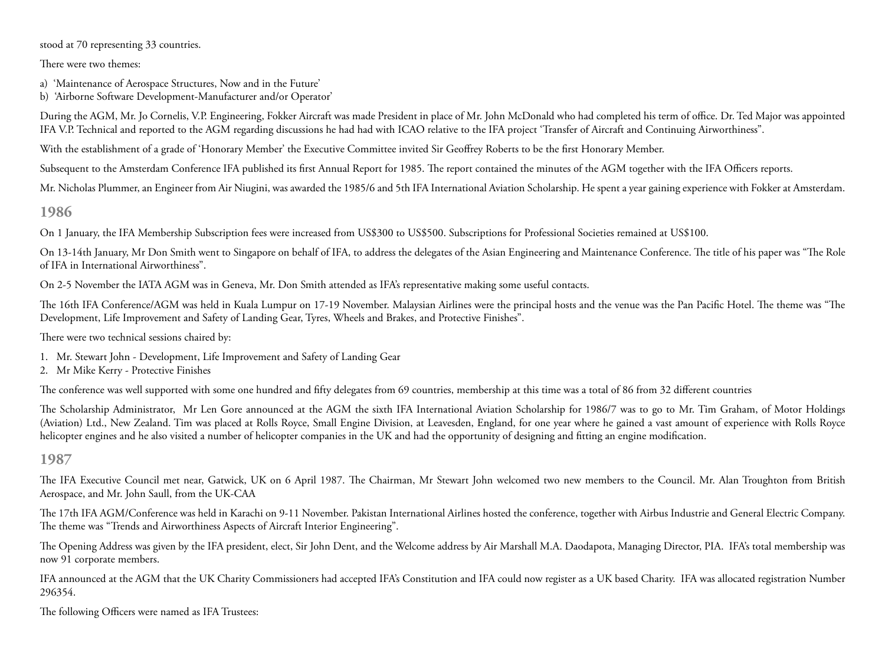stood at 70 representing 33 countries.

There were two themes:

a) 'Maintenance of Aerospace Structures, Now and in the Future'
b) 'Airborne Software Development-Manufacturer and/or Operator'

During the AGM, Mr. Jo Cornelis, V.P. Engineering, Fokker Aircraft was made President in place of Mr. John McDonald who had completed his term of office. Dr. Ted Major was appointed IFA V.P. Technical and reported to the AGM regarding discussions he had had with ICAO relative to the IFA project 'Transfer of Aircraft and Continuing Airworthiness".

With the establishment of a grade of 'Honorary Member' the Executive Committee invited Sir Geoffrey Roberts to be the first Honorary Member.

Subsequent to the Amsterdam Conference IFA published its first Annual Report for 1985. The report contained the minutes of the AGM together with the IFA Officers reports.

Mr. Nicholas Plummer, an Engineer from Air Niugini, was awarded the 1985/6 and 5th IFA International Aviation Scholarship. He spent a year gaining experience with Fokker at Amsterdam.

## 1986

On 1 January, the IFA Membership Subscription fees were increased from US$300 to US$500. Subscriptions for Professional Societies remained at US$100.

On 13-14th January, Mr Don Smith went to Singapore on behalf of IFA, to address the delegates of the Asian Engineering and Maintenance Conference. The title of his paper was "The Role of IFA in International Airworthiness".

On 2-5 November the IATA AGM was in Geneva, Mr. Don Smith attended as IFA's representative making some useful contacts.

The 16th IFA Conference/AGM was held in Kuala Lumpur on 17-19 November. Malaysian Airlines were the principal hosts and the venue was the Pan Pacific Hotel. The theme was "The Development, Life Improvement and Safety of Landing Gear, Tyres, Wheels and Brakes, and Protective Finishes".

There were two technical sessions chaired by:

1. Mr. Stewart John - Development, Life Improvement and Safety of Landing Gear
2. Mr Mike Kerry - Protective Finishes

The conference was well supported with some one hundred and fifty delegates from 69 countries, membership at this time was a total of 86 from 32 different countries

The Scholarship Administrator, Mr Len Gore announced at the AGM the sixth IFA International Aviation Scholarship for 1986/7 was to go to Mr. Tim Graham, of Motor Holdings (Aviation) Ltd., New Zealand. Tim was placed at Rolls Royce, Small Engine Division, at Leavesden, England, for one year where he gained a vast amount of experience with Rolls Royce helicopter engines and he also visited a number of helicopter companies in the UK and had the opportunity of designing and fitting an engine modification.

## 1987

The IFA Executive Council met near, Gatwick, UK on 6 April 1987. The Chairman, Mr Stewart John welcomed two new members to the Council. Mr. Alan Troughton from British Aerospace, and Mr. John Saull, from the UK-CAA

The 17th IFA AGM/Conference was held in Karachi on 9-11 November. Pakistan International Airlines hosted the conference, together with Airbus Industrie and General Electric Company. The theme was "Trends and Airworthiness Aspects of Aircraft Interior Engineering".

The Opening Address was given by the IFA president, elect, Sir John Dent, and the Welcome address by Air Marshall M.A. Daodapota, Managing Director, PIA. IFA's total membership was now 91 corporate members.

IFA announced at the AGM that the UK Charity Commissioners had accepted IFA's Constitution and IFA could now register as a UK based Charity. IFA was allocated registration Number 296354.

The following Officers were named as IFA Trustees: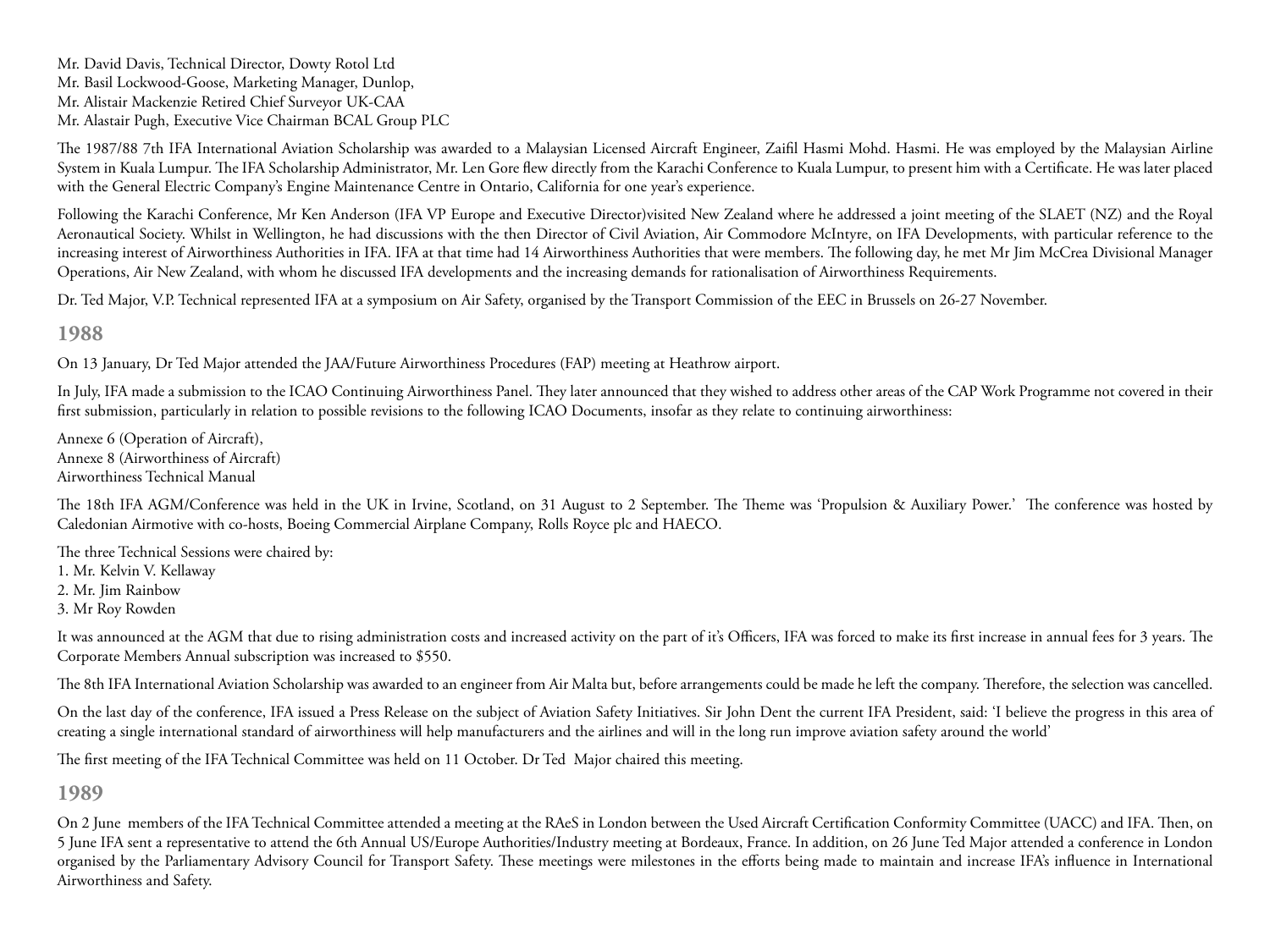Mr. David Davis, Technical Director, Dowty Rotol Ltd
Mr. Basil Lockwood-Goose, Marketing Manager, Dunlop,
Mr. Alistair Mackenzie Retired Chief Surveyor UK-CAA
Mr. Alastair Pugh, Executive Vice Chairman BCAL Group PLC

The 1987/88 7th IFA International Aviation Scholarship was awarded to a Malaysian Licensed Aircraft Engineer, Zaifil Hasmi Mohd. Hasmi. He was employed by the Malaysian Airline System in Kuala Lumpur. The IFA Scholarship Administrator, Mr. Len Gore flew directly from the Karachi Conference to Kuala Lumpur, to present him with a Certificate. He was later placed with the General Electric Company's Engine Maintenance Centre in Ontario, California for one year's experience.

Following the Karachi Conference, Mr Ken Anderson (IFA VP Europe and Executive Director)visited New Zealand where he addressed a joint meeting of the SLAET (NZ) and the Royal Aeronautical Society. Whilst in Wellington, he had discussions with the then Director of Civil Aviation, Air Commodore McIntyre, on IFA Developments, with particular reference to the increasing interest of Airworthiness Authorities in IFA. IFA at that time had 14 Airworthiness Authorities that were members. The following day, he met Mr Jim McCrea Divisional Manager Operations, Air New Zealand, with whom he discussed IFA developments and the increasing demands for rationalisation of Airworthiness Requirements.

Dr. Ted Major, V.P. Technical represented IFA at a symposium on Air Safety, organised by the Transport Commission of the EEC in Brussels on 26-27 November.

## 1988

On 13 January, Dr Ted Major attended the JAA/Future Airworthiness Procedures (FAP) meeting at Heathrow airport.

In July, IFA made a submission to the ICAO Continuing Airworthiness Panel. They later announced that they wished to address other areas of the CAP Work Programme not covered in their first submission, particularly in relation to possible revisions to the following ICAO Documents, insofar as they relate to continuing airworthiness:

Annexe 6 (Operation of Aircraft),
Annexe 8 (Airworthiness of Aircraft)
Airworthiness Technical Manual

The 18th IFA AGM/Conference was held in the UK in Irvine, Scotland, on 31 August to 2 September. The Theme was 'Propulsion & Auxiliary Power.' The conference was hosted by Caledonian Airmotive with co-hosts, Boeing Commercial Airplane Company, Rolls Royce plc and HAECO.

The three Technical Sessions were chaired by:
1. Mr. Kelvin V. Kellaway
2. Mr. Jim Rainbow
3. Mr Roy Rowden

It was announced at the AGM that due to rising administration costs and increased activity on the part of it's Officers, IFA was forced to make its first increase in annual fees for 3 years. The Corporate Members Annual subscription was increased to $550.

The 8th IFA International Aviation Scholarship was awarded to an engineer from Air Malta but, before arrangements could be made he left the company. Therefore, the selection was cancelled.

On the last day of the conference, IFA issued a Press Release on the subject of Aviation Safety Initiatives. Sir John Dent the current IFA President, said: 'I believe the progress in this area of creating a single international standard of airworthiness will help manufacturers and the airlines and will in the long run improve aviation safety around the world'

The first meeting of the IFA Technical Committee was held on 11 October. Dr Ted Major chaired this meeting.

## 1989

On 2 June members of the IFA Technical Committee attended a meeting at the RAeS in London between the Used Aircraft Certification Conformity Committee (UACC) and IFA. Then, on 5 June IFA sent a representative to attend the 6th Annual US/Europe Authorities/Industry meeting at Bordeaux, France. In addition, on 26 June Ted Major attended a conference in London organised by the Parliamentary Advisory Council for Transport Safety. These meetings were milestones in the efforts being made to maintain and increase IFA's influence in International Airworthiness and Safety.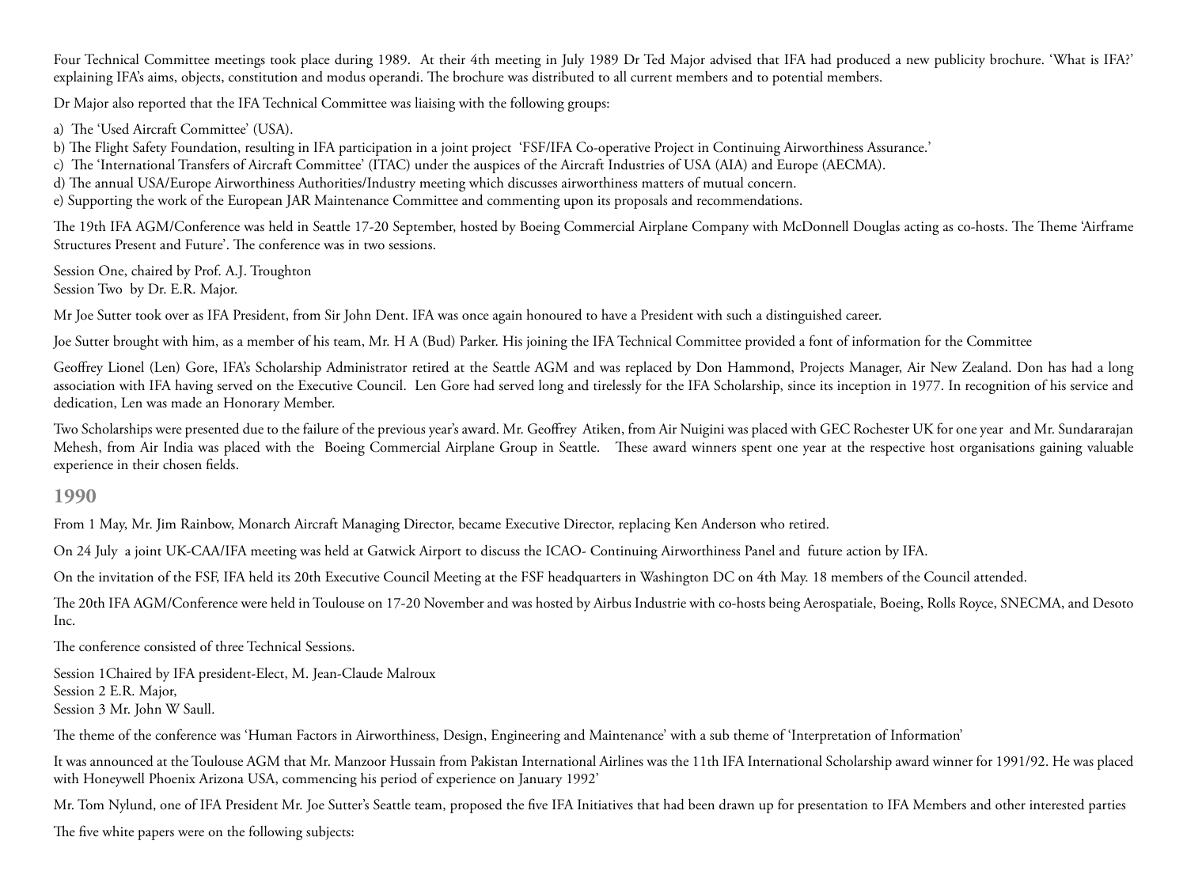Four Technical Committee meetings took place during 1989. At their 4th meeting in July 1989 Dr Ted Major advised that IFA had produced a new publicity brochure. 'What is IFA?' explaining IFA's aims, objects, constitution and modus operandi. The brochure was distributed to all current members and to potential members.

Dr Major also reported that the IFA Technical Committee was liaising with the following groups:

a) The 'Used Aircraft Committee' (USA).
b) The Flight Safety Foundation, resulting in IFA participation in a joint project 'FSF/IFA Co-operative Project in Continuing Airworthiness Assurance.'
c) The 'International Transfers of Aircraft Committee' (ITAC) under the auspices of the Aircraft Industries of USA (AIA) and Europe (AECMA).
d) The annual USA/Europe Airworthiness Authorities/Industry meeting which discusses airworthiness matters of mutual concern.
e) Supporting the work of the European JAR Maintenance Committee and commenting upon its proposals and recommendations.

The 19th IFA AGM/Conference was held in Seattle 17-20 September, hosted by Boeing Commercial Airplane Company with McDonnell Douglas acting as co-hosts. The Theme 'Airframe Structures Present and Future'. The conference was in two sessions.

Session One, chaired by Prof. A.J. Troughton
Session Two by Dr. E.R. Major.

Mr Joe Sutter took over as IFA President, from Sir John Dent. IFA was once again honoured to have a President with such a distinguished career.

Joe Sutter brought with him, as a member of his team, Mr. H A (Bud) Parker. His joining the IFA Technical Committee provided a font of information for the Committee

Geoffrey Lionel (Len) Gore, IFA's Scholarship Administrator retired at the Seattle AGM and was replaced by Don Hammond, Projects Manager, Air New Zealand. Don has had a long association with IFA having served on the Executive Council. Len Gore had served long and tirelessly for the IFA Scholarship, since its inception in 1977. In recognition of his service and dedication, Len was made an Honorary Member.

Two Scholarships were presented due to the failure of the previous year's award. Mr. Geoffrey Atiken, from Air Nuigini was placed with GEC Rochester UK for one year and Mr. Sundararajan Mehesh, from Air India was placed with the Boeing Commercial Airplane Group in Seattle. These award winners spent one year at the respective host organisations gaining valuable experience in their chosen fields.

## 1990

From 1 May, Mr. Jim Rainbow, Monarch Aircraft Managing Director, became Executive Director, replacing Ken Anderson who retired.

On 24 July a joint UK-CAA/IFA meeting was held at Gatwick Airport to discuss the ICAO- Continuing Airworthiness Panel and future action by IFA.

On the invitation of the FSF, IFA held its 20th Executive Council Meeting at the FSF headquarters in Washington DC on 4th May. 18 members of the Council attended.

The 20th IFA AGM/Conference were held in Toulouse on 17-20 November and was hosted by Airbus Industrie with co-hosts being Aerospatiale, Boeing, Rolls Royce, SNECMA, and Desoto Inc.

The conference consisted of three Technical Sessions.

Session 1Chaired by IFA president-Elect, M. Jean-Claude Malroux
Session 2 E.R. Major,
Session 3 Mr. John W Saull.

The theme of the conference was 'Human Factors in Airworthiness, Design, Engineering and Maintenance' with a sub theme of 'Interpretation of Information'

It was announced at the Toulouse AGM that Mr. Manzoor Hussain from Pakistan International Airlines was the 11th IFA International Scholarship award winner for 1991/92. He was placed with Honeywell Phoenix Arizona USA, commencing his period of experience on January 1992'

Mr. Tom Nylund, one of IFA President Mr. Joe Sutter's Seattle team, proposed the five IFA Initiatives that had been drawn up for presentation to IFA Members and other interested parties

The five white papers were on the following subjects: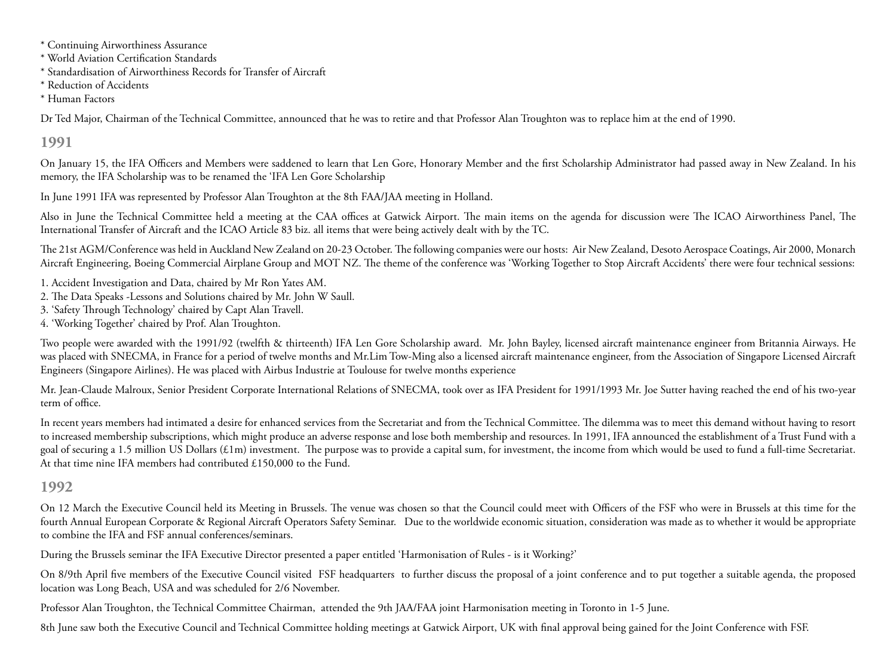* Continuing Airworthiness Assurance
* World Aviation Certification Standards
* Standardisation of Airworthiness Records for Transfer of Aircraft
* Reduction of Accidents
* Human Factors

Dr Ted Major, Chairman of the Technical Committee, announced that he was to retire and that Professor Alan Troughton was to replace him at the end of 1990.

## 1991

On January 15, the IFA Officers and Members were saddened to learn that Len Gore, Honorary Member and the first Scholarship Administrator had passed away in New Zealand. In his memory, the IFA Scholarship was to be renamed the 'IFA Len Gore Scholarship

In June 1991 IFA was represented by Professor Alan Troughton at the 8th FAA/JAA meeting in Holland.

Also in June the Technical Committee held a meeting at the CAA offices at Gatwick Airport. The main items on the agenda for discussion were The ICAO Airworthiness Panel, The International Transfer of Aircraft and the ICAO Article 83 biz. all items that were being actively dealt with by the TC.

The 21st AGM/Conference was held in Auckland New Zealand on 20-23 October. The following companies were our hosts: Air New Zealand, Desoto Aerospace Coatings, Air 2000, Monarch Aircraft Engineering, Boeing Commercial Airplane Group and MOT NZ. The theme of the conference was 'Working Together to Stop Aircraft Accidents' there were four technical sessions:

1. Accident Investigation and Data, chaired by Mr Ron Yates AM.
2. The Data Speaks -Lessons and Solutions chaired by Mr. John W Saull.
3. 'Safety Through Technology' chaired by Capt Alan Travell.
4. 'Working Together' chaired by Prof. Alan Troughton.

Two people were awarded with the 1991/92 (twelfth & thirteenth) IFA Len Gore Scholarship award. Mr. John Bayley, licensed aircraft maintenance engineer from Britannia Airways. He was placed with SNECMA, in France for a period of twelve months and Mr.Lim Tow-Ming also a licensed aircraft maintenance engineer, from the Association of Singapore Licensed Aircraft Engineers (Singapore Airlines). He was placed with Airbus Industrie at Toulouse for twelve months experience

Mr. Jean-Claude Malroux, Senior President Corporate International Relations of SNECMA, took over as IFA President for 1991/1993 Mr. Joe Sutter having reached the end of his two-year term of office.

In recent years members had intimated a desire for enhanced services from the Secretariat and from the Technical Committee. The dilemma was to meet this demand without having to resort to increased membership subscriptions, which might produce an adverse response and lose both membership and resources. In 1991, IFA announced the establishment of a Trust Fund with a goal of securing a 1.5 million US Dollars (£1m) investment. The purpose was to provide a capital sum, for investment, the income from which would be used to fund a full-time Secretariat. At that time nine IFA members had contributed £150,000 to the Fund.

## 1992

On 12 March the Executive Council held its Meeting in Brussels. The venue was chosen so that the Council could meet with Officers of the FSF who were in Brussels at this time for the fourth Annual European Corporate & Regional Aircraft Operators Safety Seminar. Due to the worldwide economic situation, consideration was made as to whether it would be appropriate to combine the IFA and FSF annual conferences/seminars.

During the Brussels seminar the IFA Executive Director presented a paper entitled 'Harmonisation of Rules - is it Working?'

On 8/9th April five members of the Executive Council visited FSF headquarters to further discuss the proposal of a joint conference and to put together a suitable agenda, the proposed location was Long Beach, USA and was scheduled for 2/6 November.

Professor Alan Troughton, the Technical Committee Chairman, attended the 9th JAA/FAA joint Harmonisation meeting in Toronto in 1-5 June.

8th June saw both the Executive Council and Technical Committee holding meetings at Gatwick Airport, UK with final approval being gained for the Joint Conference with FSF.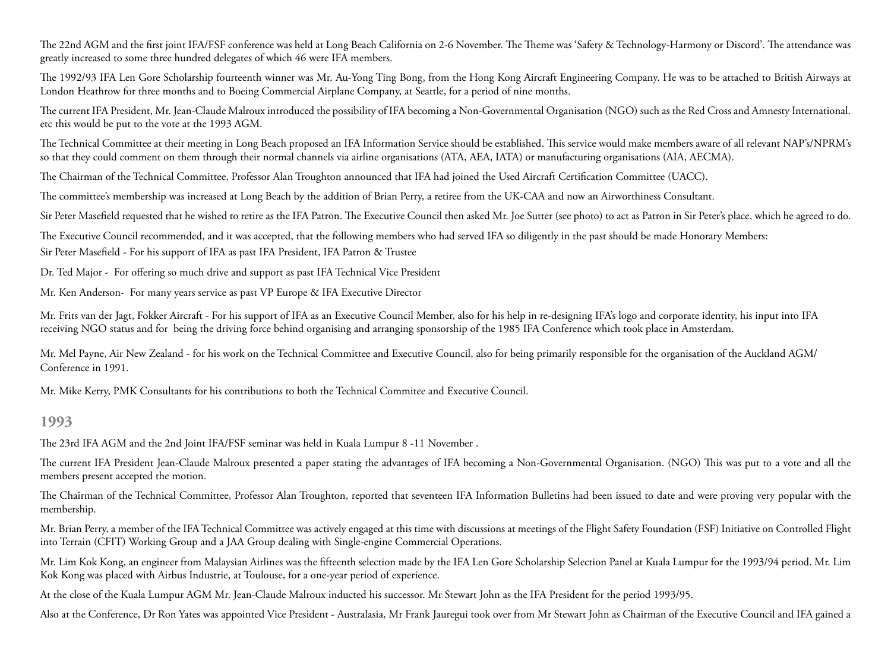The 22nd AGM and the first joint IFA/FSF conference was held at Long Beach California on 2-6 November. The Theme was 'Safety & Technology-Harmony or Discord'. The attendance was greatly increased to some three hundred delegates of which 46 were IFA members.

The 1992/93 IFA Len Gore Scholarship fourteenth winner was Mr. Au-Yong Ting Bong, from the Hong Kong Aircraft Engineering Company. He was to be attached to British Airways at London Heathrow for three months and to Boeing Commercial Airplane Company, at Seattle, for a period of nine months.

The current IFA President, Mr. Jean-Claude Malroux introduced the possibility of IFA becoming a Non-Governmental Organisation (NGO) such as the Red Cross and Amnesty International. etc this would be put to the vote at the 1993 AGM.

The Technical Committee at their meeting in Long Beach proposed an IFA Information Service should be established. This service would make members aware of all relevant NAP's/NPRM's so that they could comment on them through their normal channels via airline organisations (ATA, AEA, IATA) or manufacturing organisations (AIA, AECMA).

The Chairman of the Technical Committee, Professor Alan Troughton announced that IFA had joined the Used Aircraft Certification Committee (UACC).

The committee's membership was increased at Long Beach by the addition of Brian Perry, a retiree from the UK-CAA and now an Airworthiness Consultant.

Sir Peter Masefield requested that he wished to retire as the IFA Patron. The Executive Council then asked Mr. Joe Sutter (see photo) to act as Patron in Sir Peter's place, which he agreed to do.

The Executive Council recommended, and it was accepted, that the following members who had served IFA so diligently in the past should be made Honorary Members:

Sir Peter Masefield - For his support of IFA as past IFA President, IFA Patron & Trustee

Dr. Ted Major - For offering so much drive and support as past IFA Technical Vice President

Mr. Ken Anderson- For many years service as past VP Europe & IFA Executive Director

Mr. Frits van der Jagt, Fokker Aircraft - For his support of IFA as an Executive Council Member, also for his help in re-designing IFA's logo and corporate identity, his input into IFA receiving NGO status and for being the driving force behind organising and arranging sponsorship of the 1985 IFA Conference which took place in Amsterdam.

Mr. Mel Payne, Air New Zealand - for his work on the Technical Committee and Executive Council, also for being primarily responsible for the organisation of the Auckland AGM/ Conference in 1991.

Mr. Mike Kerry, PMK Consultants for his contributions to both the Technical Commitee and Executive Council.

## 1993

The 23rd IFA AGM and the 2nd Joint IFA/FSF seminar was held in Kuala Lumpur 8 -11 November .

The current IFA President Jean-Claude Malroux presented a paper stating the advantages of IFA becoming a Non-Governmental Organisation. (NGO) This was put to a vote and all the members present accepted the motion.

The Chairman of the Technical Committee, Professor Alan Troughton, reported that seventeen IFA Information Bulletins had been issued to date and were proving very popular with the membership.

Mr. Brian Perry, a member of the IFA Technical Committee was actively engaged at this time with discussions at meetings of the Flight Safety Foundation (FSF) Initiative on Controlled Flight into Terrain (CFIT) Working Group and a JAA Group dealing with Single-engine Commercial Operations.

Mr. Lim Kok Kong, an engineer from Malaysian Airlines was the fifteenth selection made by the IFA Len Gore Scholarship Selection Panel at Kuala Lumpur for the 1993/94 period. Mr. Lim Kok Kong was placed with Airbus Industrie, at Toulouse, for a one-year period of experience.

At the close of the Kuala Lumpur AGM Mr. Jean-Claude Malroux inducted his successor. Mr Stewart John as the IFA President for the period 1993/95.

Also at the Conference, Dr Ron Yates was appointed Vice President - Australasia, Mr Frank Jauregui took over from Mr Stewart John as Chairman of the Executive Council and IFA gained a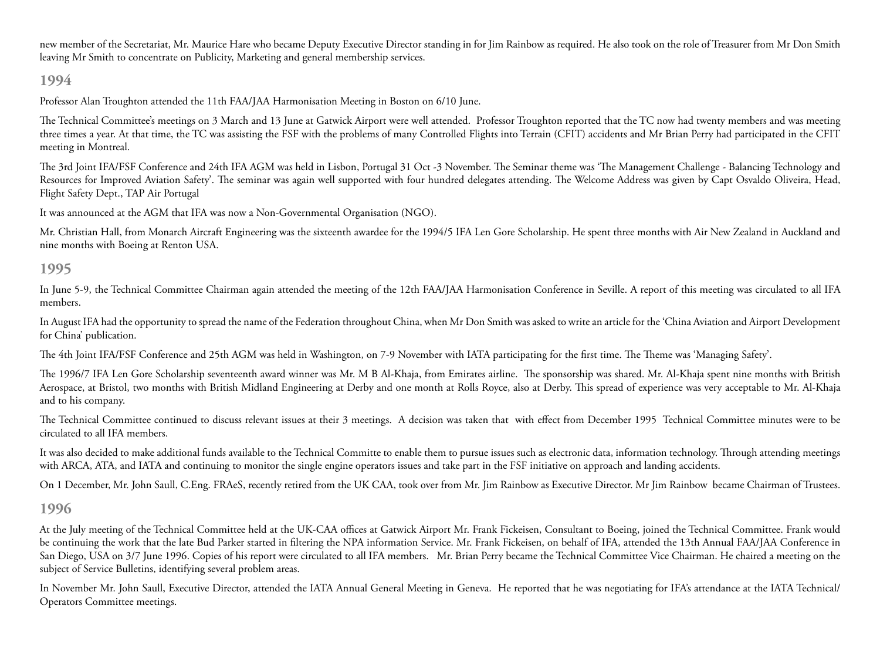new member of the Secretariat, Mr. Maurice Hare who became Deputy Executive Director standing in for Jim Rainbow as required. He also took on the role of Treasurer from Mr Don Smith leaving Mr Smith to concentrate on Publicity, Marketing and general membership services.

## 1994

Professor Alan Troughton attended the 11th FAA/JAA Harmonisation Meeting in Boston on 6/10 June.

The Technical Committee's meetings on 3 March and 13 June at Gatwick Airport were well attended. Professor Troughton reported that the TC now had twenty members and was meeting three times a year. At that time, the TC was assisting the FSF with the problems of many Controlled Flights into Terrain (CFIT) accidents and Mr Brian Perry had participated in the CFIT meeting in Montreal.

The 3rd Joint IFA/FSF Conference and 24th IFA AGM was held in Lisbon, Portugal 31 Oct -3 November. The Seminar theme was 'The Management Challenge - Balancing Technology and Resources for Improved Aviation Safety'. The seminar was again well supported with four hundred delegates attending. The Welcome Address was given by Capt Osvaldo Oliveira, Head, Flight Safety Dept., TAP Air Portugal

It was announced at the AGM that IFA was now a Non-Governmental Organisation (NGO).

Mr. Christian Hall, from Monarch Aircraft Engineering was the sixteenth awardee for the 1994/5 IFA Len Gore Scholarship. He spent three months with Air New Zealand in Auckland and nine months with Boeing at Renton USA.

## 1995

In June 5-9, the Technical Committee Chairman again attended the meeting of the 12th FAA/JAA Harmonisation Conference in Seville. A report of this meeting was circulated to all IFA members.

In August IFA had the opportunity to spread the name of the Federation throughout China, when Mr Don Smith was asked to write an article for the 'China Aviation and Airport Development for China' publication.

The 4th Joint IFA/FSF Conference and 25th AGM was held in Washington, on 7-9 November with IATA participating for the first time. The Theme was 'Managing Safety'.

The 1996/7 IFA Len Gore Scholarship seventeenth award winner was Mr. M B Al-Khaja, from Emirates airline. The sponsorship was shared. Mr. Al-Khaja spent nine months with British Aerospace, at Bristol, two months with British Midland Engineering at Derby and one month at Rolls Royce, also at Derby. This spread of experience was very acceptable to Mr. Al-Khaja and to his company.

The Technical Committee continued to discuss relevant issues at their 3 meetings. A decision was taken that with effect from December 1995 Technical Committee minutes were to be circulated to all IFA members.

It was also decided to make additional funds available to the Technical Committe to enable them to pursue issues such as electronic data, information technology. Through attending meetings with ARCA, ATA, and IATA and continuing to monitor the single engine operators issues and take part in the FSF initiative on approach and landing accidents.

On 1 December, Mr. John Saull, C.Eng. FRAeS, recently retired from the UK CAA, took over from Mr. Jim Rainbow as Executive Director. Mr Jim Rainbow became Chairman of Trustees.

## 1996

At the July meeting of the Technical Committee held at the UK-CAA offices at Gatwick Airport Mr. Frank Fickeisen, Consultant to Boeing, joined the Technical Committee. Frank would be continuing the work that the late Bud Parker started in filtering the NPA information Service. Mr. Frank Fickeisen, on behalf of IFA, attended the 13th Annual FAA/JAA Conference in San Diego, USA on 3/7 June 1996. Copies of his report were circulated to all IFA members. Mr. Brian Perry became the Technical Committee Vice Chairman. He chaired a meeting on the subject of Service Bulletins, identifying several problem areas.

In November Mr. John Saull, Executive Director, attended the IATA Annual General Meeting in Geneva. He reported that he was negotiating for IFA's attendance at the IATA Technical/ Operators Committee meetings.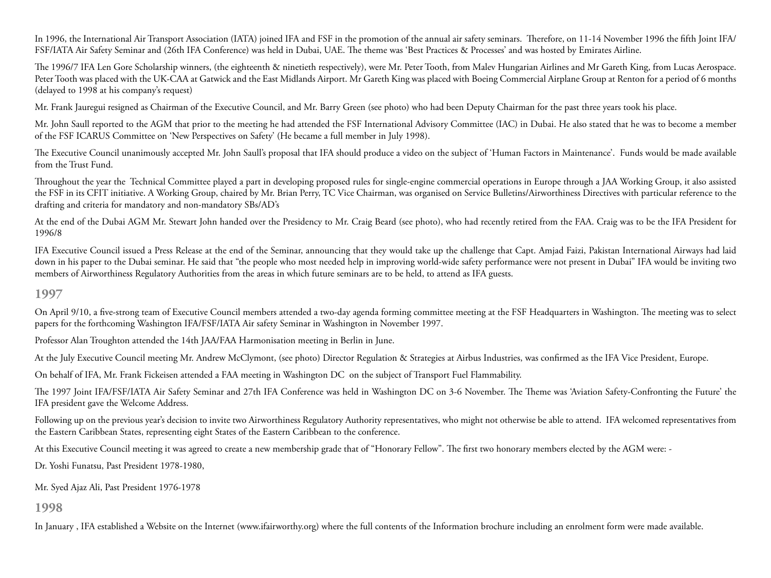In 1996, the International Air Transport Association (IATA) joined IFA and FSF in the promotion of the annual air safety seminars. Therefore, on 11-14 November 1996 the fifth Joint IFA/FSF/IATA Air Safety Seminar and (26th IFA Conference) was held in Dubai, UAE. The theme was 'Best Practices & Processes' and was hosted by Emirates Airline.

The 1996/7 IFA Len Gore Scholarship winners, (the eighteenth & ninetieth respectively), were Mr. Peter Tooth, from Malev Hungarian Airlines and Mr Gareth King, from Lucas Aerospace. Peter Tooth was placed with the UK-CAA at Gatwick and the East Midlands Airport. Mr Gareth King was placed with Boeing Commercial Airplane Group at Renton for a period of 6 months (delayed to 1998 at his company's request)

Mr. Frank Jauregui resigned as Chairman of the Executive Council, and Mr. Barry Green (see photo) who had been Deputy Chairman for the past three years took his place.

Mr. John Saull reported to the AGM that prior to the meeting he had attended the FSF International Advisory Committee (IAC) in Dubai. He also stated that he was to become a member of the FSF ICARUS Committee on 'New Perspectives on Safety' (He became a full member in July 1998).

The Executive Council unanimously accepted Mr. John Saull's proposal that IFA should produce a video on the subject of 'Human Factors in Maintenance'. Funds would be made available from the Trust Fund.

Throughout the year the Technical Committee played a part in developing proposed rules for single-engine commercial operations in Europe through a JAA Working Group, it also assisted the FSF in its CFIT initiative. A Working Group, chaired by Mr. Brian Perry, TC Vice Chairman, was organised on Service Bulletins/Airworthiness Directives with particular reference to the drafting and criteria for mandatory and non-mandatory SBs/AD's

At the end of the Dubai AGM Mr. Stewart John handed over the Presidency to Mr. Craig Beard (see photo), who had recently retired from the FAA. Craig was to be the IFA President for 1996/8

IFA Executive Council issued a Press Release at the end of the Seminar, announcing that they would take up the challenge that Capt. Amjad Faizi, Pakistan International Airways had laid down in his paper to the Dubai seminar. He said that "the people who most needed help in improving world-wide safety performance were not present in Dubai" IFA would be inviting two members of Airworthiness Regulatory Authorities from the areas in which future seminars are to be held, to attend as IFA guests.

## 1997

On April 9/10, a five-strong team of Executive Council members attended a two-day agenda forming committee meeting at the FSF Headquarters in Washington. The meeting was to select papers for the forthcoming Washington IFA/FSF/IATA Air safety Seminar in Washington in November 1997.

Professor Alan Troughton attended the 14th JAA/FAA Harmonisation meeting in Berlin in June.

At the July Executive Council meeting Mr. Andrew McClymont, (see photo) Director Regulation & Strategies at Airbus Industries, was confirmed as the IFA Vice President, Europe.

On behalf of IFA, Mr. Frank Fickeisen attended a FAA meeting in Washington DC on the subject of Transport Fuel Flammability.

The 1997 Joint IFA/FSF/IATA Air Safety Seminar and 27th IFA Conference was held in Washington DC on 3-6 November. The Theme was 'Aviation Safety-Confronting the Future' the IFA president gave the Welcome Address.

Following up on the previous year's decision to invite two Airworthiness Regulatory Authority representatives, who might not otherwise be able to attend. IFA welcomed representatives from the Eastern Caribbean States, representing eight States of the Eastern Caribbean to the conference.

At this Executive Council meeting it was agreed to create a new membership grade that of "Honorary Fellow". The first two honorary members elected by the AGM were: -

Dr. Yoshi Funatsu, Past President 1978-1980,

Mr. Syed Ajaz Ali, Past President 1976-1978

## 1998

In January , IFA established a Website on the Internet (www.ifairworthy.org) where the full contents of the Information brochure including an enrolment form were made available.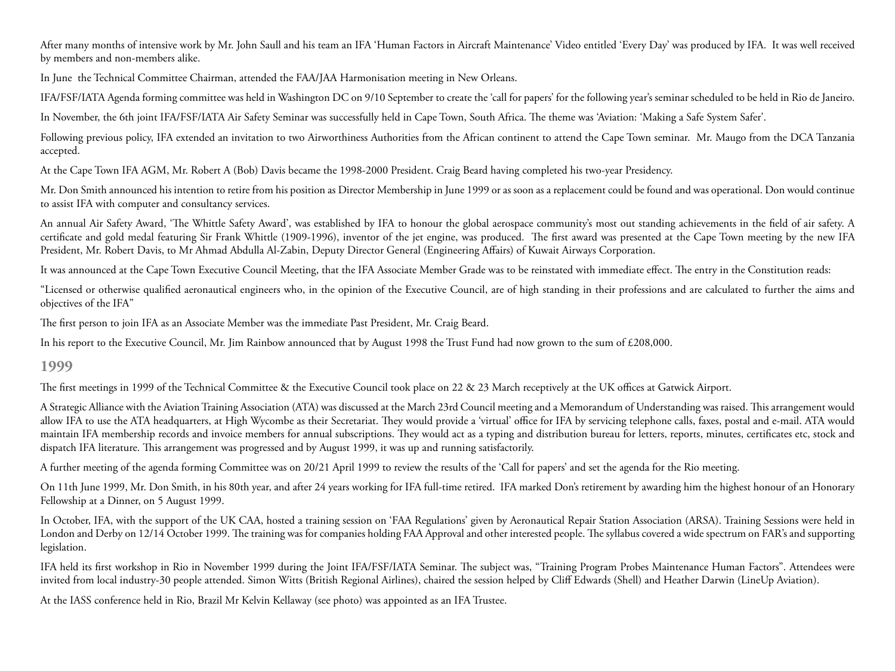After many months of intensive work by Mr. John Saull and his team an IFA 'Human Factors in Aircraft Maintenance' Video entitled 'Every Day' was produced by IFA. It was well received by members and non-members alike.

In June the Technical Committee Chairman, attended the FAA/JAA Harmonisation meeting in New Orleans.

IFA/FSF/IATA Agenda forming committee was held in Washington DC on 9/10 September to create the 'call for papers' for the following year's seminar scheduled to be held in Rio de Janeiro.

In November, the 6th joint IFA/FSF/IATA Air Safety Seminar was successfully held in Cape Town, South Africa. The theme was 'Aviation: 'Making a Safe System Safer'.

Following previous policy, IFA extended an invitation to two Airworthiness Authorities from the African continent to attend the Cape Town seminar. Mr. Maugo from the DCA Tanzania accepted.

At the Cape Town IFA AGM, Mr. Robert A (Bob) Davis became the 1998-2000 President. Craig Beard having completed his two-year Presidency.

Mr. Don Smith announced his intention to retire from his position as Director Membership in June 1999 or as soon as a replacement could be found and was operational. Don would continue to assist IFA with computer and consultancy services.

An annual Air Safety Award, 'The Whittle Safety Award', was established by IFA to honour the global aerospace community's most out standing achievements in the field of air safety. A certificate and gold medal featuring Sir Frank Whittle (1909-1996), inventor of the jet engine, was produced. The first award was presented at the Cape Town meeting by the new IFA President, Mr. Robert Davis, to Mr Ahmad Abdulla Al-Zabin, Deputy Director General (Engineering Affairs) of Kuwait Airways Corporation.

It was announced at the Cape Town Executive Council Meeting, that the IFA Associate Member Grade was to be reinstated with immediate effect. The entry in the Constitution reads:

"Licensed or otherwise qualified aeronautical engineers who, in the opinion of the Executive Council, are of high standing in their professions and are calculated to further the aims and objectives of the IFA"

The first person to join IFA as an Associate Member was the immediate Past President, Mr. Craig Beard.

In his report to the Executive Council, Mr. Jim Rainbow announced that by August 1998 the Trust Fund had now grown to the sum of £208,000.

## 1999

The first meetings in 1999 of the Technical Committee & the Executive Council took place on 22 & 23 March receptively at the UK offices at Gatwick Airport.

A Strategic Alliance with the Aviation Training Association (ATA) was discussed at the March 23rd Council meeting and a Memorandum of Understanding was raised. This arrangement would allow IFA to use the ATA headquarters, at High Wycombe as their Secretariat. They would provide a 'virtual' office for IFA by servicing telephone calls, faxes, postal and e-mail. ATA would maintain IFA membership records and invoice members for annual subscriptions. They would act as a typing and distribution bureau for letters, reports, minutes, certificates etc, stock and dispatch IFA literature. This arrangement was progressed and by August 1999, it was up and running satisfactorily.

A further meeting of the agenda forming Committee was on 20/21 April 1999 to review the results of the 'Call for papers' and set the agenda for the Rio meeting.

On 11th June 1999, Mr. Don Smith, in his 80th year, and after 24 years working for IFA full-time retired. IFA marked Don's retirement by awarding him the highest honour of an Honorary Fellowship at a Dinner, on 5 August 1999.

In October, IFA, with the support of the UK CAA, hosted a training session on 'FAA Regulations' given by Aeronautical Repair Station Association (ARSA). Training Sessions were held in London and Derby on 12/14 October 1999. The training was for companies holding FAA Approval and other interested people. The syllabus covered a wide spectrum on FAR's and supporting legislation.

IFA held its first workshop in Rio in November 1999 during the Joint IFA/FSF/IATA Seminar. The subject was, "Training Program Probes Maintenance Human Factors". Attendees were invited from local industry-30 people attended. Simon Witts (British Regional Airlines), chaired the session helped by Cliff Edwards (Shell) and Heather Darwin (LineUp Aviation).

At the IASS conference held in Rio, Brazil Mr Kelvin Kellaway (see photo) was appointed as an IFA Trustee.